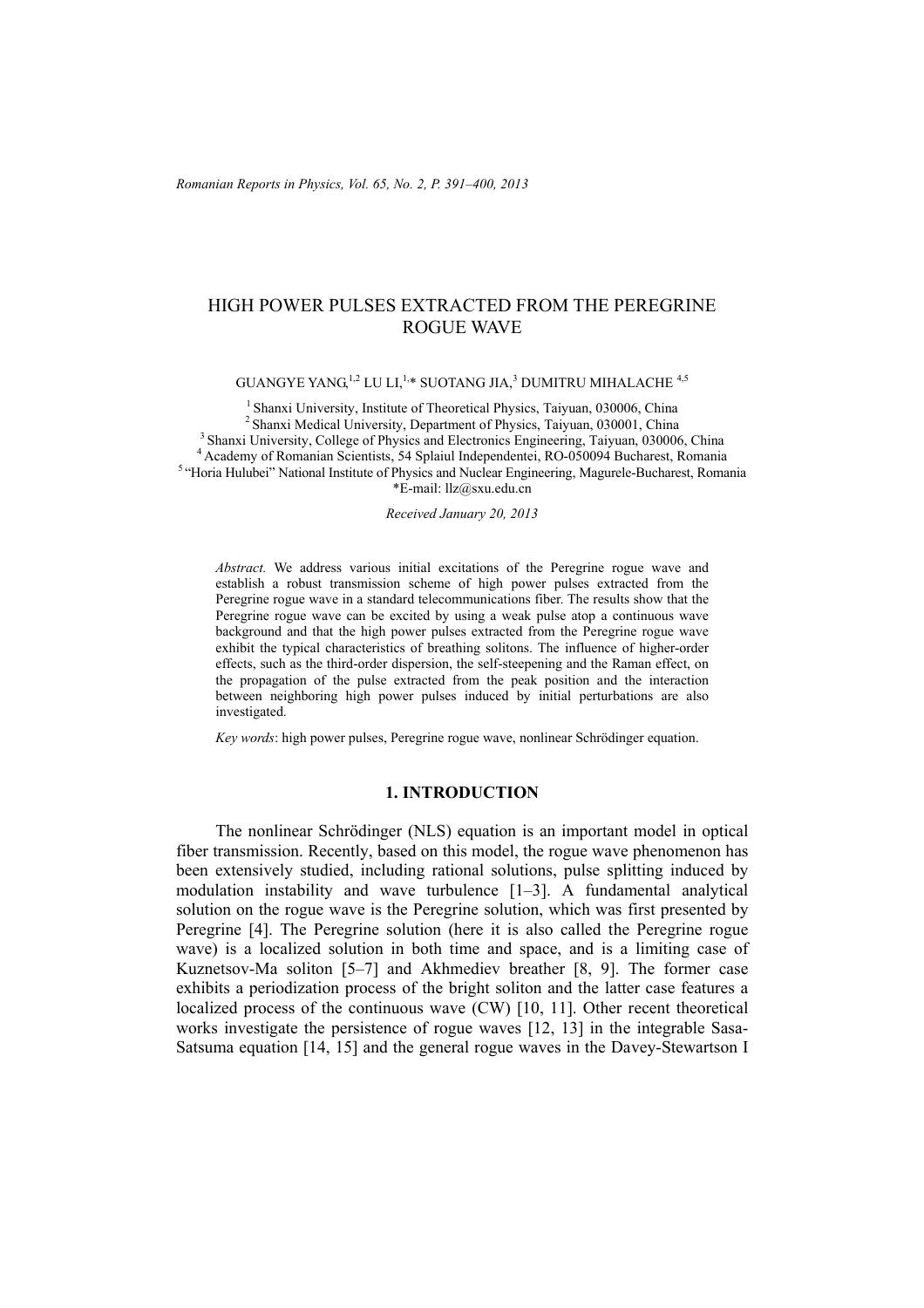# HIGH POWER PULSES EXTRACTED FROM THE PEREGRINE ROGUE WAVE

GUANGYE YANG,[1,2] LU LI,[1,*] SUOTANG JIA,[3] DUMITRU MIHALACHE [4,5]

[1] Shanxi University, Institute of Theoretical Physics, Taiyuan, 030006, China
[2] Shanxi Medical University, Department of Physics, Taiyuan, 030001, China
[3] Shanxi University, College of Physics and Electronics Engineering, Taiyuan, 030006, China
[4] Academy of Romanian Scientists, 54 Splaiul Independentei, RO-050094 Bucharest, Romania
[5] "Horia Hulubei" National Institute of Physics and Nuclear Engineering, Magurele-Bucharest, Romania
*E-mail: llz@sxu.edu.cn

*Received January 20, 2013*

*Abstract.* We address various initial excitations of the Peregrine rogue wave and establish a robust transmission scheme of high power pulses extracted from the Peregrine rogue wave in a standard telecommunications fiber. The results show that the Peregrine rogue wave can be excited by using a weak pulse atop a continuous wave background and that the high power pulses extracted from the Peregrine rogue wave exhibit the typical characteristics of breathing solitons. The influence of higher-order effects, such as the third-order dispersion, the self-steepening and the Raman effect, on the propagation of the pulse extracted from the peak position and the interaction between neighboring high power pulses induced by initial perturbations are also investigated.

*Key words*: high power pulses, Peregrine rogue wave, nonlinear Schrödinger equation.

## 1. INTRODUCTION

The nonlinear Schrödinger (NLS) equation is an important model in optical fiber transmission. Recently, based on this model, the rogue wave phenomenon has been extensively studied, including rational solutions, pulse splitting induced by modulation instability and wave turbulence [1–3]. A fundamental analytical solution on the rogue wave is the Peregrine solution, which was first presented by Peregrine [4]. The Peregrine solution (here it is also called the Peregrine rogue wave) is a localized solution in both time and space, and is a limiting case of Kuznetsov-Ma soliton [5–7] and Akhmediev breather [8, 9]. The former case exhibits a periodization process of the bright soliton and the latter case features a localized process of the continuous wave (CW) [10, 11]. Other recent theoretical works investigate the persistence of rogue waves [12, 13] in the integrable Sasa-Satsuma equation [14, 15] and the general rogue waves in the Davey-Stewartson I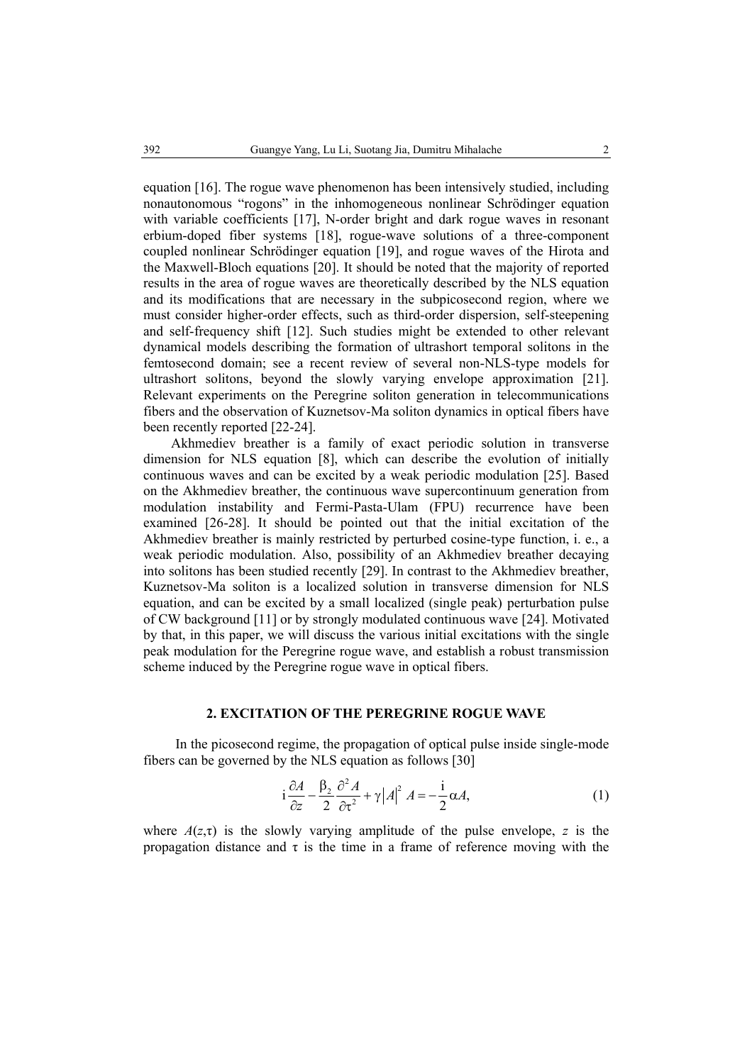equation [16]. The rogue wave phenomenon has been intensively studied, including nonautonomous "rogons" in the inhomogeneous nonlinear Schrödinger equation with variable coefficients [17], N-order bright and dark rogue waves in resonant erbium-doped fiber systems [18], rogue-wave solutions of a three-component coupled nonlinear Schrödinger equation [19], and rogue waves of the Hirota and the Maxwell-Bloch equations [20]. It should be noted that the majority of reported results in the area of rogue waves are theoretically described by the NLS equation and its modifications that are necessary in the subpicosecond region, where we must consider higher-order effects, such as third-order dispersion, self-steepening and self-frequency shift [12]. Such studies might be extended to other relevant dynamical models describing the formation of ultrashort temporal solitons in the femtosecond domain; see a recent review of several non-NLS-type models for ultrashort solitons, beyond the slowly varying envelope approximation [21]. Relevant experiments on the Peregrine soliton generation in telecommunications fibers and the observation of Kuznetsov-Ma soliton dynamics in optical fibers have been recently reported [22-24].

Akhmediev breather is a family of exact periodic solution in transverse dimension for NLS equation [8], which can describe the evolution of initially continuous waves and can be excited by a weak periodic modulation [25]. Based on the Akhmediev breather, the continuous wave supercontinuum generation from modulation instability and Fermi-Pasta-Ulam (FPU) recurrence have been examined [26-28]. It should be pointed out that the initial excitation of the Akhmediev breather is mainly restricted by perturbed cosine-type function, i. e., a weak periodic modulation. Also, possibility of an Akhmediev breather decaying into solitons has been studied recently [29]. In contrast to the Akhmediev breather, Kuznetsov-Ma soliton is a localized solution in transverse dimension for NLS equation, and can be excited by a small localized (single peak) perturbation pulse of CW background [11] or by strongly modulated continuous wave [24]. Motivated by that, in this paper, we will discuss the various initial excitations with the single peak modulation for the Peregrine rogue wave, and establish a robust transmission scheme induced by the Peregrine rogue wave in optical fibers.

## 2. EXCITATION OF THE PEREGRINE ROGUE WAVE

In the picosecond regime, the propagation of optical pulse inside single-mode fibers can be governed by the NLS equation as follows [30]

$$\mathrm{i}\frac{\partial A}{\partial z}-\frac{\beta_2}{2}\frac{\partial^2 A}{\partial \tau^2}+\gamma\left|A\right|^2 A=-\frac{\mathrm{i}}{2}\alpha A, \tag{1}$$

where $A(z,\tau)$ is the slowly varying amplitude of the pulse envelope, $z$ is the propagation distance and $\tau$ is the time in a frame of reference moving with the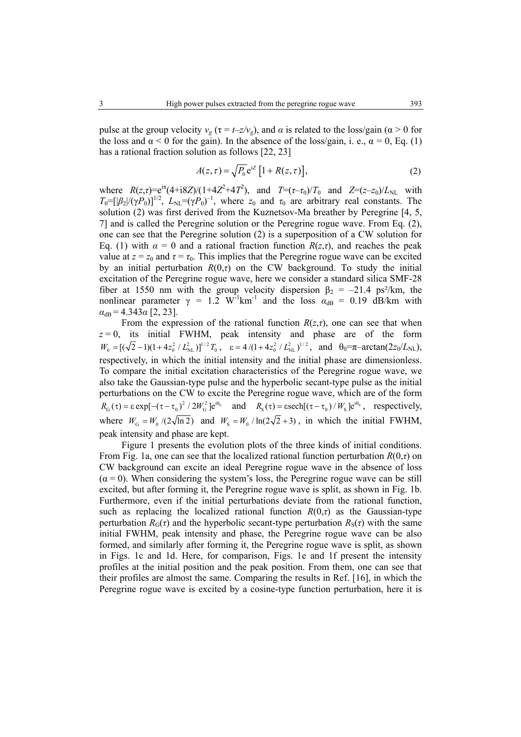pulse at the group velocity $v_g$ ($\tau = t - z/v_g$), and $\alpha$ is related to the loss/gain ($\alpha > 0$ for the loss and $\alpha < 0$ for the gain). In the absence of the loss/gain, i. e., $\alpha = 0$, Eq. (1) has a rational fraction solution as follows [22, 23]

$$A(z,\tau) = \sqrt{P_0}\,\mathrm{e}^{\mathrm{i}Z}\left[1 + R(z,\tau)\right], \tag{2}$$

where $R(z,\tau)=\mathrm{e}^{\mathrm{i}\pi}(4+\mathrm{i}8Z)/(1+4Z^2+4T^2)$, and $T=(\tau-\tau_0)/T_0$ and $Z=(z-z_0)/L_{\mathrm{NL}}$ with $T_0=[|\beta_2|/(\gamma P_0)]^{1/2}$, $L_{\mathrm{NL}}=(\gamma P_0)^{-1}$, where $z_0$ and $\tau_0$ are arbitrary real constants. The solution (2) was first derived from the Kuznetsov-Ma breather by Peregrine [4, 5, 7] and is called the Peregrine solution or the Peregrine rogue wave. From Eq. (2), one can see that the Peregrine solution (2) is a superposition of a CW solution for Eq. (1) with $\alpha = 0$ and a rational fraction function $R(z,\tau)$, and reaches the peak value at $z = z_0$ and $\tau = \tau_0$. This implies that the Peregrine rogue wave can be excited by an initial perturbation $R(0,\tau)$ on the CW background. To study the initial excitation of the Peregrine rogue wave, here we consider a standard silica SMF-28 fiber at 1550 nm with the group velocity dispersion $\beta_2 = -21.4$ ps²/km, the nonlinear parameter $\gamma = 1.2$ W$^{-1}$km$^{-1}$ and the loss $\alpha_{\mathrm{dB}} = 0.19$ dB/km with $\alpha_{\mathrm{dB}} = 4.343\alpha$ [2, 23].

From the expression of the rational function $R(z,\tau)$, one can see that when $z = 0$, its initial FWHM, peak intensity and phase are of the form $W_0 = [(\sqrt{2}-1)(1+4z_0^2/L_{\mathrm{NL}}^2)]^{1/2}T_0$, $\varepsilon = 4/(1+4z_0^2/L_{\mathrm{NL}}^2)^{1/2}$, and $\theta_0=\pi-\arctan(2z_0/L_{\mathrm{NL}})$, respectively, in which the initial intensity and the initial phase are dimensionless. To compare the initial excitation characteristics of the Peregrine rogue wave, we also take the Gaussian-type pulse and the hyperbolic secant-type pulse as the initial perturbations on the CW to excite the Peregrine rogue wave, which are of the form $R_{\mathrm{G}}(\tau) = \varepsilon\exp[-(\tau-\tau_0)^2/2W_{\mathrm{G}}^2]\mathrm{e}^{\mathrm{i}\theta_0}$ and $R_{\mathrm{S}}(\tau) = \varepsilon\,\mathrm{sech}[(\tau-\tau_0)/W_{\mathrm{S}}]\mathrm{e}^{\mathrm{i}\theta_0}$, respectively, where $W_{\mathrm{G}} = W_0/(2\sqrt{\ln 2})$ and $W_{\mathrm{S}} = W_0/\ln(2\sqrt{2}+3)$, in which the initial FWHM, peak intensity and phase are kept.

Figure 1 presents the evolution plots of the three kinds of initial conditions. From Fig. 1a, one can see that the localized rational function perturbation $R(0,\tau)$ on CW background can excite an ideal Peregrine rogue wave in the absence of loss ($\alpha = 0$). When considering the system's loss, the Peregrine rogue wave can be still excited, but after forming it, the Peregrine rogue wave is split, as shown in Fig. 1b. Furthermore, even if the initial perturbations deviate from the rational function, such as replacing the localized rational function $R(0,\tau)$ as the Gaussian-type perturbation $R_{\mathrm{G}}(\tau)$ and the hyperbolic secant-type perturbation $R_{\mathrm{S}}(\tau)$ with the same initial FWHM, peak intensity and phase, the Peregrine rogue wave can be also formed, and similarly after forming it, the Peregrine rogue wave is split, as shown in Figs. 1c and 1d. Here, for comparison, Figs. 1e and 1f present the intensity profiles at the initial position and the peak position. From them, one can see that their profiles are almost the same. Comparing the results in Ref. [16], in which the Peregrine rogue wave is excited by a cosine-type function perturbation, here it is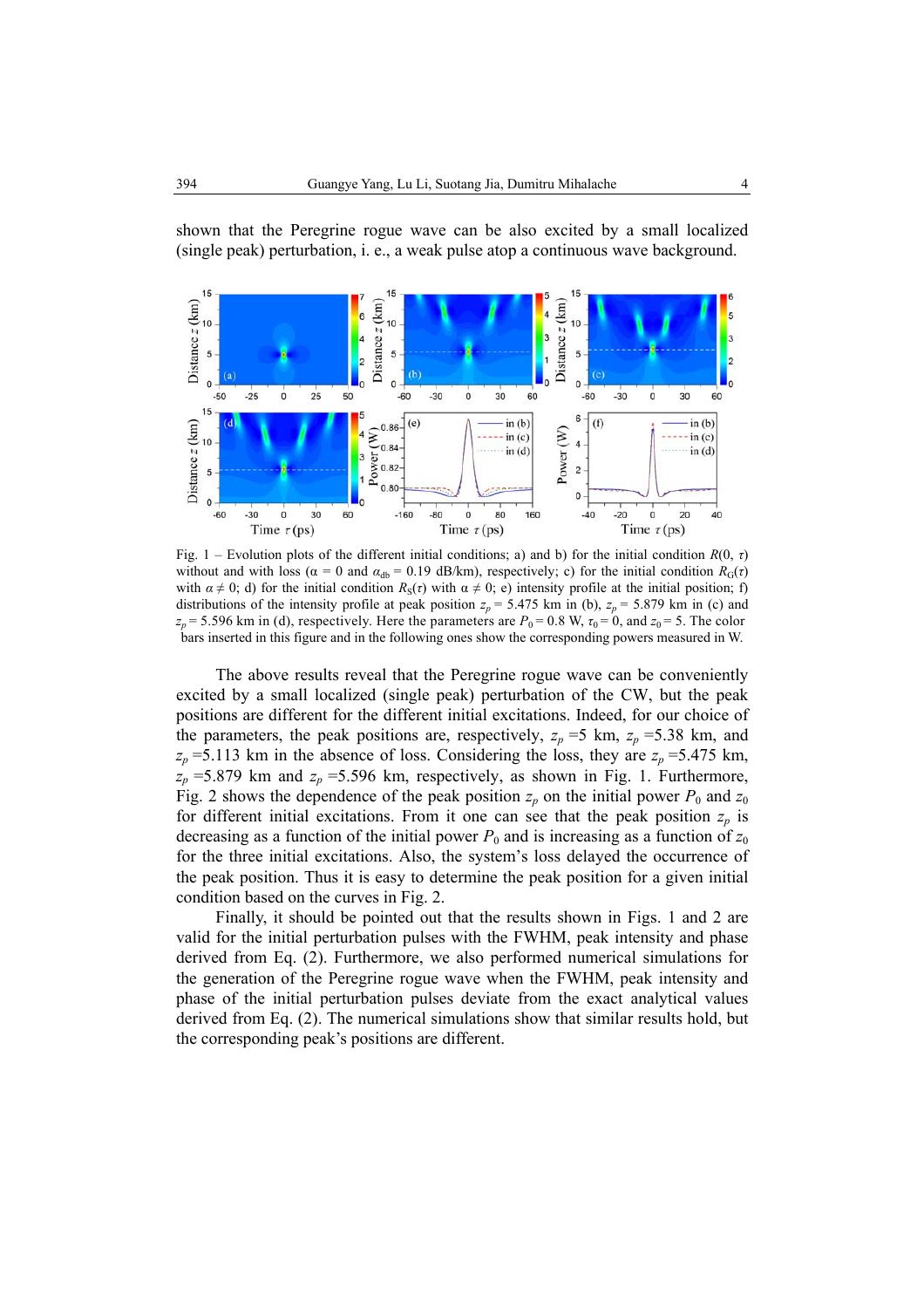shown that the Peregrine rogue wave can be also excited by a small localized (single peak) perturbation, i. e., a weak pulse atop a continuous wave background.

Fig. 1 – Evolution plots of the different initial conditions; a) and b) for the initial condition $R(0, \tau)$ without and with loss ($\alpha = 0$ and $\alpha_{db} = 0.19$ dB/km), respectively; c) for the initial condition $R_G(\tau)$ with $\alpha \neq 0$; d) for the initial condition $R_S(\tau)$ with $\alpha \neq 0$; e) intensity profile at the initial position; f) distributions of the intensity profile at peak position $z_p = 5.475$ km in (b), $z_p = 5.879$ km in (c) and $z_p = 5.596$ km in (d), respectively. Here the parameters are $P_0 = 0.8$ W, $\tau_0 = 0$, and $z_0 = 5$. The color bars inserted in this figure and in the following ones show the corresponding powers measured in W.

The above results reveal that the Peregrine rogue wave can be conveniently excited by a small localized (single peak) perturbation of the CW, but the peak positions are different for the different initial excitations. Indeed, for our choice of the parameters, the peak positions are, respectively, $z_p = 5$ km, $z_p = 5.38$ km, and $z_p = 5.113$ km in the absence of loss. Considering the loss, they are $z_p = 5.475$ km, $z_p = 5.879$ km and $z_p = 5.596$ km, respectively, as shown in Fig. 1. Furthermore, Fig. 2 shows the dependence of the peak position $z_p$ on the initial power $P_0$ and $z_0$ for different initial excitations. From it one can see that the peak position $z_p$ is decreasing as a function of the initial power $P_0$ and is increasing as a function of $z_0$ for the three initial excitations. Also, the system's loss delayed the occurrence of the peak position. Thus it is easy to determine the peak position for a given initial condition based on the curves in Fig. 2.

Finally, it should be pointed out that the results shown in Figs. 1 and 2 are valid for the initial perturbation pulses with the FWHM, peak intensity and phase derived from Eq. (2). Furthermore, we also performed numerical simulations for the generation of the Peregrine rogue wave when the FWHM, peak intensity and phase of the initial perturbation pulses deviate from the exact analytical values derived from Eq. (2). The numerical simulations show that similar results hold, but the corresponding peak's positions are different.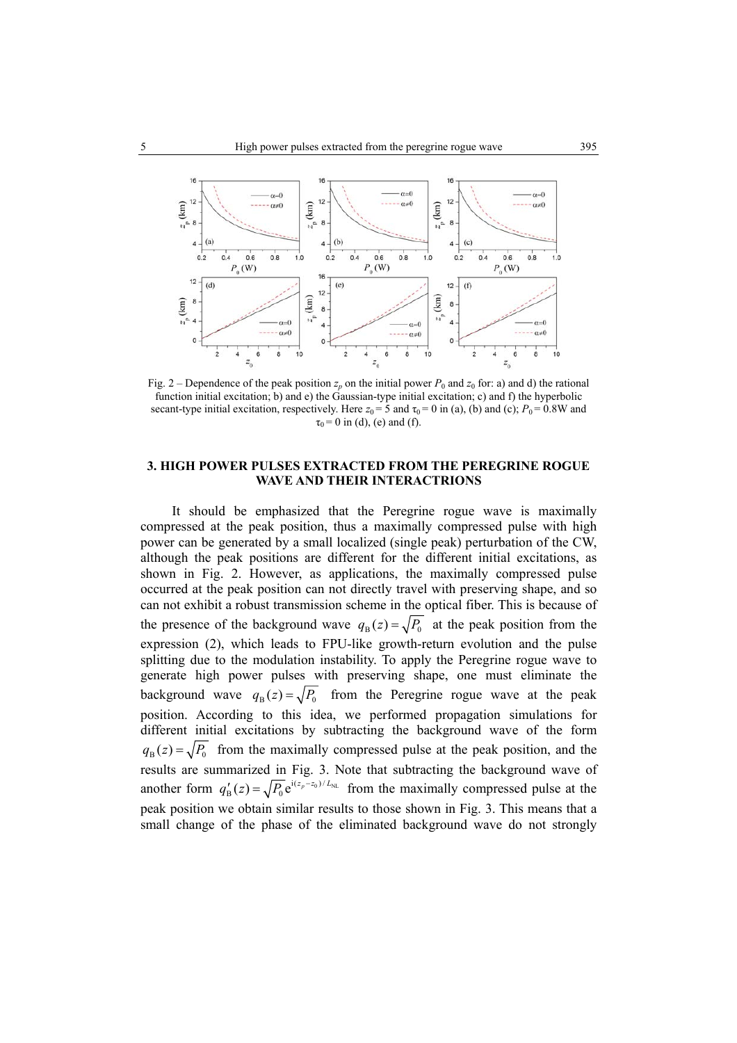Fig. 2 – Dependence of the peak position $z_p$ on the initial power $P_0$ and $z_0$ for: a) and d) the rational function initial excitation; b) and e) the Gaussian-type initial excitation; c) and f) the hyperbolic secant-type initial excitation, respectively. Here $z_0 = 5$ and $\tau_0 = 0$ in (a), (b) and (c); $P_0 = 0.8$W and $\tau_0 = 0$ in (d), (e) and (f).

## 3. HIGH POWER PULSES EXTRACTED FROM THE PEREGRINE ROGUE WAVE AND THEIR INTERACTRIONS

It should be emphasized that the Peregrine rogue wave is maximally compressed at the peak position, thus a maximally compressed pulse with high power can be generated by a small localized (single peak) perturbation of the CW, although the peak positions are different for the different initial excitations, as shown in Fig. 2. However, as applications, the maximally compressed pulse occurred at the peak position can not directly travel with preserving shape, and so can not exhibit a robust transmission scheme in the optical fiber. This is because of the presence of the background wave $q_{\mathrm{B}}(z) = \sqrt{P_0}$ at the peak position from the expression (2), which leads to FPU-like growth-return evolution and the pulse splitting due to the modulation instability. To apply the Peregrine rogue wave to generate high power pulses with preserving shape, one must eliminate the background wave $q_{\mathrm{B}}(z) = \sqrt{P_0}$ from the Peregrine rogue wave at the peak position. According to this idea, we performed propagation simulations for different initial excitations by subtracting the background wave of the form $q_{\mathrm{B}}(z) = \sqrt{P_0}$ from the maximally compressed pulse at the peak position, and the results are summarized in Fig. 3. Note that subtracting the background wave of another form $q'_{\mathrm{B}}(z) = \sqrt{P_0}\,\mathrm{e}^{\mathrm{i}(z_p - z_0)/L_{\mathrm{NL}}}$ from the maximally compressed pulse at the peak position we obtain similar results to those shown in Fig. 3. This means that a small change of the phase of the eliminated background wave do not strongly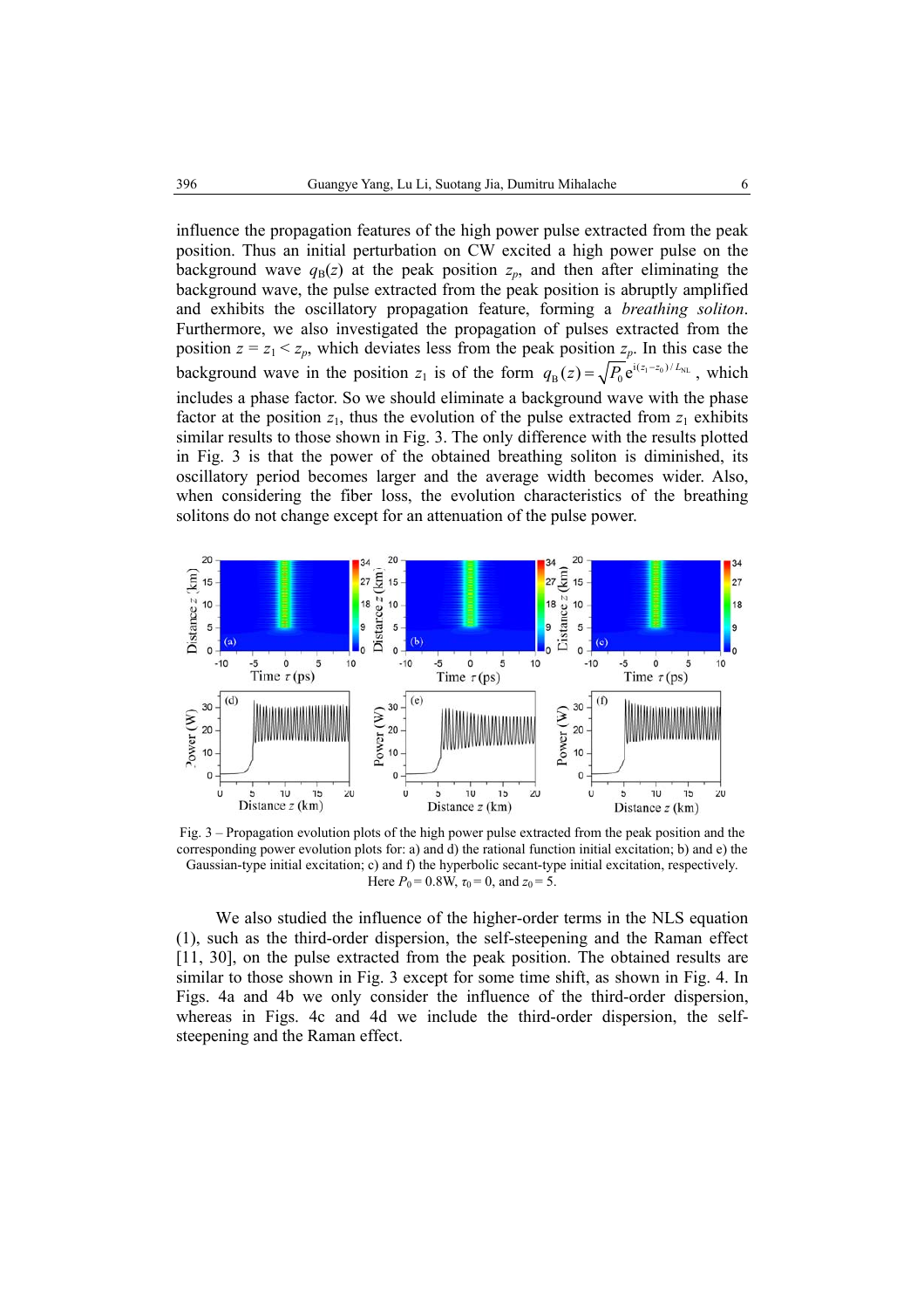influence the propagation features of the high power pulse extracted from the peak position. Thus an initial perturbation on CW excited a high power pulse on the background wave $q_B(z)$ at the peak position $z_p$, and then after eliminating the background wave, the pulse extracted from the peak position is abruptly amplified and exhibits the oscillatory propagation feature, forming a *breathing soliton*. Furthermore, we also investigated the propagation of pulses extracted from the position $z = z_1 < z_p$, which deviates less from the peak position $z_p$. In this case the background wave in the position $z_1$ is of the form $q_B(z) = \sqrt{P_0}\,e^{i(z_1 - z_0)/L_{NL}}$, which includes a phase factor. So we should eliminate a background wave with the phase factor at the position $z_1$, thus the evolution of the pulse extracted from $z_1$ exhibits similar results to those shown in Fig. 3. The only difference with the results plotted in Fig. 3 is that the power of the obtained breathing soliton is diminished, its oscillatory period becomes larger and the average width becomes wider. Also, when considering the fiber loss, the evolution characteristics of the breathing solitons do not change except for an attenuation of the pulse power.

Fig. 3 – Propagation evolution plots of the high power pulse extracted from the peak position and the corresponding power evolution plots for: a) and d) the rational function initial excitation; b) and e) the Gaussian-type initial excitation; c) and f) the hyperbolic secant-type initial excitation, respectively. Here $P_0 = 0.8$W, $\tau_0 = 0$, and $z_0 = 5$.

We also studied the influence of the higher-order terms in the NLS equation (1), such as the third-order dispersion, the self-steepening and the Raman effect [11, 30], on the pulse extracted from the peak position. The obtained results are similar to those shown in Fig. 3 except for some time shift, as shown in Fig. 4. In Figs. 4a and 4b we only consider the influence of the third-order dispersion, whereas in Figs. 4c and 4d we include the third-order dispersion, the self-steepening and the Raman effect.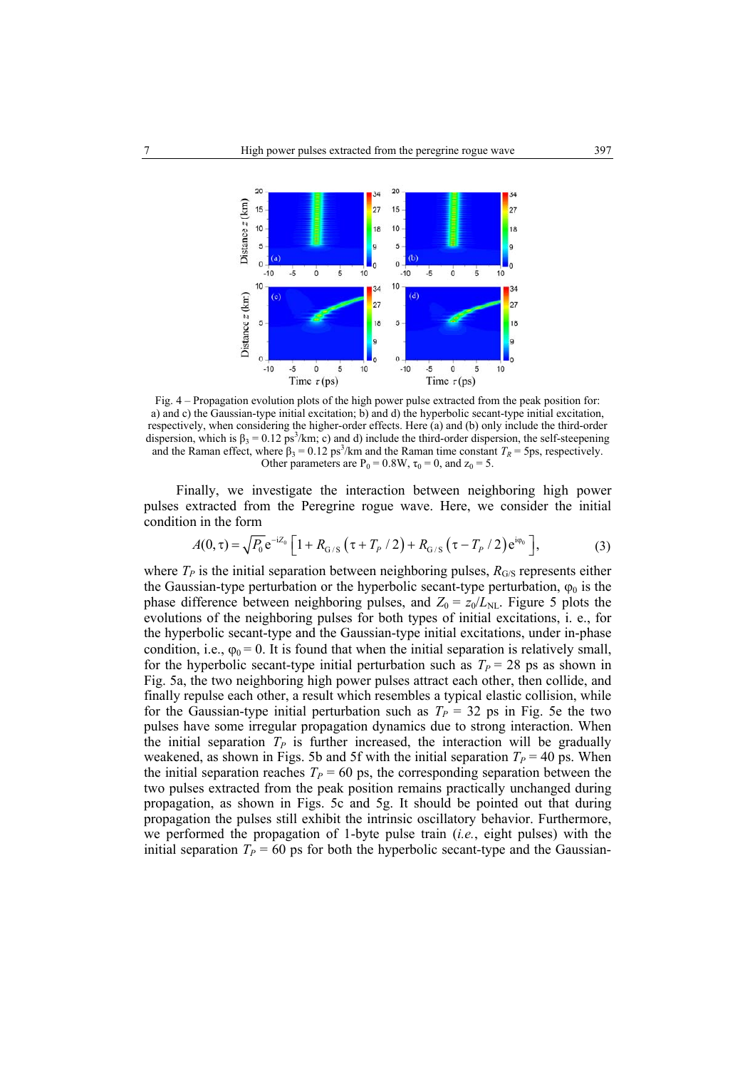Fig. 4 – Propagation evolution plots of the high power pulse extracted from the peak position for: a) and c) the Gaussian-type initial excitation; b) and d) the hyperbolic secant-type initial excitation, respectively, when considering the higher-order effects. Here (a) and (b) only include the third-order dispersion, which is $\beta_3 = 0.12$ ps$^3$/km; c) and d) include the third-order dispersion, the self-steepening and the Raman effect, where $\beta_3 = 0.12$ ps$^3$/km and the Raman time constant $T_R = 5$ps, respectively. Other parameters are $P_0 = 0.8$W, $\tau_0 = 0$, and $z_0 = 5$.

Finally, we investigate the interaction between neighboring high power pulses extracted from the Peregrine rogue wave. Here, we consider the initial condition in the form

$$A(0,\tau) = \sqrt{P_0}\,\mathrm{e}^{-\mathrm{i}Z_0}\left[1 + R_{\mathrm{G/S}}\left(\tau + T_P/2\right) + R_{\mathrm{G/S}}\left(\tau - T_P/2\right)\mathrm{e}^{\mathrm{i}\varphi_0}\right], \tag{3}$$

where $T_P$ is the initial separation between neighboring pulses, $R_{\mathrm{G/S}}$ represents either the Gaussian-type perturbation or the hyperbolic secant-type perturbation, $\varphi_0$ is the phase difference between neighboring pulses, and $Z_0 = z_0/L_{\mathrm{NL}}$. Figure 5 plots the evolutions of the neighboring pulses for both types of initial excitations, i. e., for the hyperbolic secant-type and the Gaussian-type initial excitations, under in-phase condition, i.e., $\varphi_0 = 0$. It is found that when the initial separation is relatively small, for the hyperbolic secant-type initial perturbation such as $T_P = 28$ ps as shown in Fig. 5a, the two neighboring high power pulses attract each other, then collide, and finally repulse each other, a result which resembles a typical elastic collision, while for the Gaussian-type initial perturbation such as $T_P = 32$ ps in Fig. 5e the two pulses have some irregular propagation dynamics due to strong interaction. When the initial separation $T_P$ is further increased, the interaction will be gradually weakened, as shown in Figs. 5b and 5f with the initial separation $T_P = 40$ ps. When the initial separation reaches $T_P = 60$ ps, the corresponding separation between the two pulses extracted from the peak position remains practically unchanged during propagation, as shown in Figs. 5c and 5g. It should be pointed out that during propagation the pulses still exhibit the intrinsic oscillatory behavior. Furthermore, we performed the propagation of 1-byte pulse train (*i.e.*, eight pulses) with the initial separation $T_P = 60$ ps for both the hyperbolic secant-type and the Gaussian-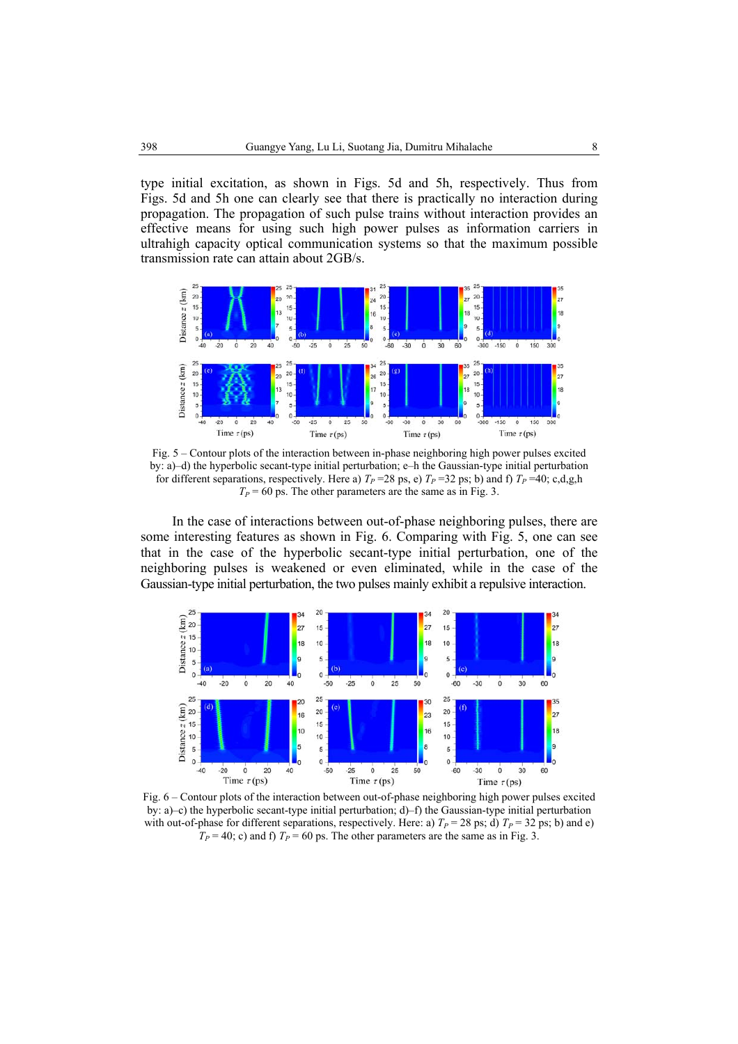type initial excitation, as shown in Figs. 5d and 5h, respectively. Thus from Figs. 5d and 5h one can clearly see that there is practically no interaction during propagation. The propagation of such pulse trains without interaction provides an effective means for using such high power pulses as information carriers in ultrahigh capacity optical communication systems so that the maximum possible transmission rate can attain about 2GB/s.

Fig. 5 – Contour plots of the interaction between in-phase neighboring high power pulses excited by: a)–d) the hyperbolic secant-type initial perturbation; e–h the Gaussian-type initial perturbation for different separations, respectively. Here a) $T_P$ =28 ps, e) $T_P$ =32 ps; b) and f) $T_P$ =40; c,d,g,h $T_P$ = 60 ps. The other parameters are the same as in Fig. 3.

In the case of interactions between out-of-phase neighboring pulses, there are some interesting features as shown in Fig. 6. Comparing with Fig. 5, one can see that in the case of the hyperbolic secant-type initial perturbation, one of the neighboring pulses is weakened or even eliminated, while in the case of the Gaussian-type initial perturbation, the two pulses mainly exhibit a repulsive interaction.

Fig. 6 – Contour plots of the interaction between out-of-phase neighboring high power pulses excited by: a)–c) the hyperbolic secant-type initial perturbation; d)–f) the Gaussian-type initial perturbation with out-of-phase for different separations, respectively. Here: a) $T_P$ = 28 ps; d) $T_P$ = 32 ps; b) and e) $T_P$ = 40; c) and f) $T_P$ = 60 ps. The other parameters are the same as in Fig. 3.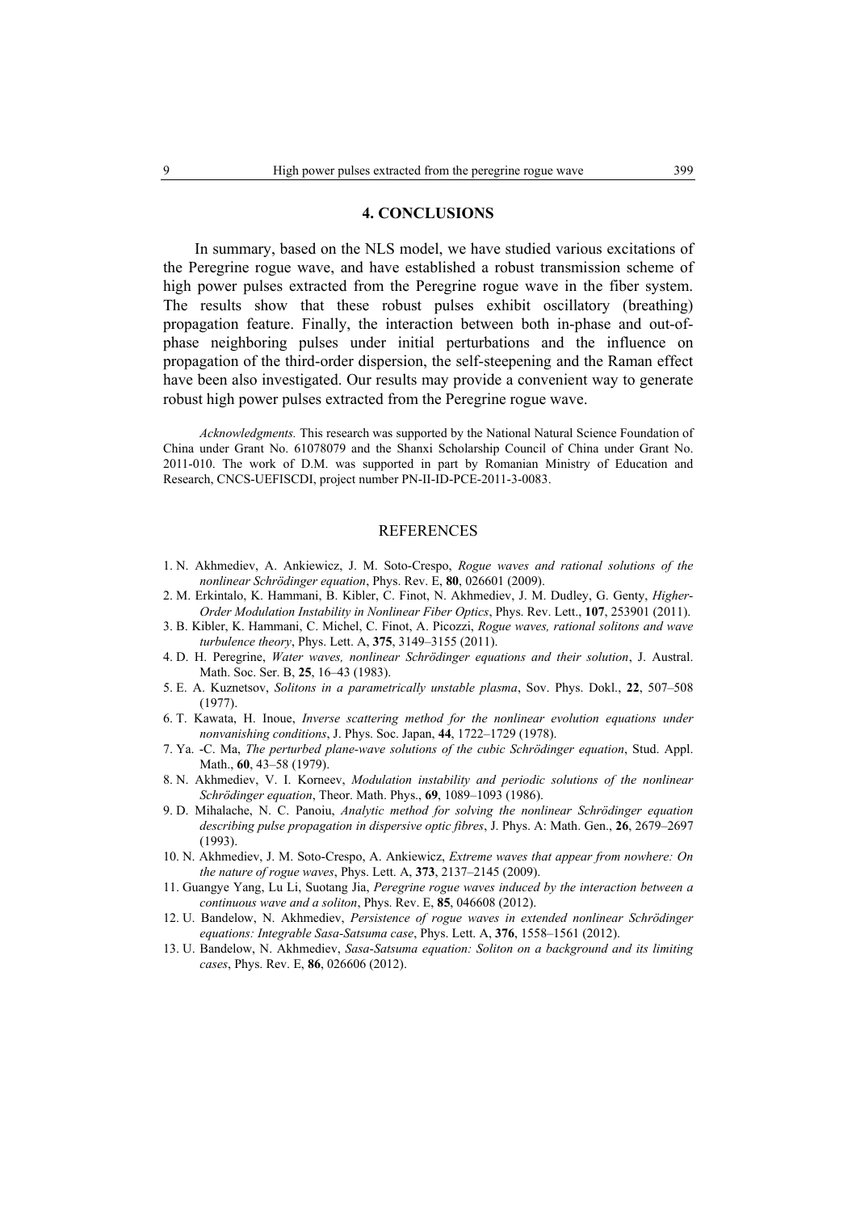## 4. CONCLUSIONS

In summary, based on the NLS model, we have studied various excitations of the Peregrine rogue wave, and have established a robust transmission scheme of high power pulses extracted from the Peregrine rogue wave in the fiber system. The results show that these robust pulses exhibit oscillatory (breathing) propagation feature. Finally, the interaction between both in-phase and out-of-phase neighboring pulses under initial perturbations and the influence on propagation of the third-order dispersion, the self-steepening and the Raman effect have been also investigated. Our results may provide a convenient way to generate robust high power pulses extracted from the Peregrine rogue wave.

*Acknowledgments.* This research was supported by the National Natural Science Foundation of China under Grant No. 61078079 and the Shanxi Scholarship Council of China under Grant No. 2011-010. The work of D.M. was supported in part by Romanian Ministry of Education and Research, CNCS-UEFISCDI, project number PN-II-ID-PCE-2011-3-0083.

## REFERENCES

1. N. Akhmediev, A. Ankiewicz, J. M. Soto-Crespo, *Rogue waves and rational solutions of the nonlinear Schrödinger equation*, Phys. Rev. E, **80**, 026601 (2009).
2. M. Erkintalo, K. Hammani, B. Kibler, C. Finot, N. Akhmediev, J. M. Dudley, G. Genty, *Higher-Order Modulation Instability in Nonlinear Fiber Optics*, Phys. Rev. Lett., **107**, 253901 (2011).
3. B. Kibler, K. Hammani, C. Michel, C. Finot, A. Picozzi, *Rogue waves, rational solitons and wave turbulence theory*, Phys. Lett. A, **375**, 3149–3155 (2011).
4. D. H. Peregrine, *Water waves, nonlinear Schrödinger equations and their solution*, J. Austral. Math. Soc. Ser. B, **25**, 16–43 (1983).
5. E. A. Kuznetsov, *Solitons in a parametrically unstable plasma*, Sov. Phys. Dokl., **22**, 507–508 (1977).
6. T. Kawata, H. Inoue, *Inverse scattering method for the nonlinear evolution equations under nonvanishing conditions*, J. Phys. Soc. Japan, **44**, 1722–1729 (1978).
7. Ya. -C. Ma, *The perturbed plane-wave solutions of the cubic Schrödinger equation*, Stud. Appl. Math., **60**, 43–58 (1979).
8. N. Akhmediev, V. I. Korneev, *Modulation instability and periodic solutions of the nonlinear Schrödinger equation*, Theor. Math. Phys., **69**, 1089–1093 (1986).
9. D. Mihalache, N. C. Panoiu, *Analytic method for solving the nonlinear Schrödinger equation describing pulse propagation in dispersive optic fibres*, J. Phys. A: Math. Gen., **26**, 2679–2697 (1993).
10. N. Akhmediev, J. M. Soto-Crespo, A. Ankiewicz, *Extreme waves that appear from nowhere: On the nature of rogue waves*, Phys. Lett. A, **373**, 2137–2145 (2009).
11. Guangye Yang, Lu Li, Suotang Jia, *Peregrine rogue waves induced by the interaction between a continuous wave and a soliton*, Phys. Rev. E, **85**, 046608 (2012).
12. U. Bandelow, N. Akhmediev, *Persistence of rogue waves in extended nonlinear Schrödinger equations: Integrable Sasa-Satsuma case*, Phys. Lett. A, **376**, 1558–1561 (2012).
13. U. Bandelow, N. Akhmediev, *Sasa-Satsuma equation: Soliton on a background and its limiting cases*, Phys. Rev. E, **86**, 026606 (2012).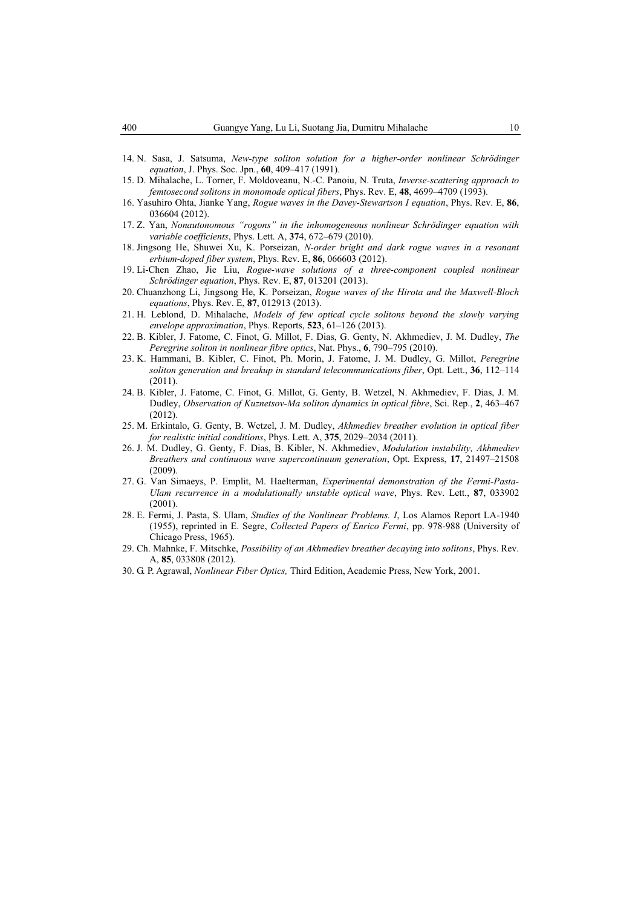14. N. Sasa, J. Satsuma, *New-type soliton solution for a higher-order nonlinear Schrödinger equation*, J. Phys. Soc. Jpn., **60**, 409–417 (1991).
15. D. Mihalache, L. Torner, F. Moldoveanu, N.-C. Panoiu, N. Truta, *Inverse-scattering approach to femtosecond solitons in monomode optical fibers*, Phys. Rev. E, **48**, 4699–4709 (1993).
16. Yasuhiro Ohta, Jianke Yang, *Rogue waves in the Davey-Stewartson I equation*, Phys. Rev. E, **86**, 036604 (2012).
17. Z. Yan, *Nonautonomous "rogons" in the inhomogeneous nonlinear Schrödinger equation with variable coefficients*, Phys. Lett. A, **37**4, 672–679 (2010).
18. Jingsong He, Shuwei Xu, K. Porseizan, *N-order bright and dark rogue waves in a resonant erbium-doped fiber system*, Phys. Rev. E, **86**, 066603 (2012).
19. Li-Chen Zhao, Jie Liu, *Rogue-wave solutions of a three-component coupled nonlinear Schrödinger equation*, Phys. Rev. E, **87**, 013201 (2013).
20. Chuanzhong Li, Jingsong He, K. Porseizan, *Rogue waves of the Hirota and the Maxwell-Bloch equations*, Phys. Rev. E, **87**, 012913 (2013).
21. H. Leblond, D. Mihalache, *Models of few optical cycle solitons beyond the slowly varying envelope approximation*, Phys. Reports, **523**, 61–126 (2013).
22. B. Kibler, J. Fatome, C. Finot, G. Millot, F. Dias, G. Genty, N. Akhmediev, J. M. Dudley, *The Peregrine soliton in nonlinear fibre optics*, Nat. Phys., **6**, 790–795 (2010).
23. K. Hammani, B. Kibler, C. Finot, Ph. Morin, J. Fatome, J. M. Dudley, G. Millot, *Peregrine soliton generation and breakup in standard telecommunications fiber*, Opt. Lett., **36**, 112–114 (2011).
24. B. Kibler, J. Fatome, C. Finot, G. Millot, G. Genty, B. Wetzel, N. Akhmediev, F. Dias, J. M. Dudley, *Observation of Kuznetsov-Ma soliton dynamics in optical fibre*, Sci. Rep., **2**, 463–467 (2012).
25. M. Erkintalo, G. Genty, B. Wetzel, J. M. Dudley, *Akhmediev breather evolution in optical fiber for realistic initial conditions*, Phys. Lett. A, **375**, 2029–2034 (2011).
26. J. M. Dudley, G. Genty, F. Dias, B. Kibler, N. Akhmediev, *Modulation instability, Akhmediev Breathers and continuous wave supercontinuum generation*, Opt. Express, **17**, 21497–21508 (2009).
27. G. Van Simaeys, P. Emplit, M. Haelterman, *Experimental demonstration of the Fermi-Pasta-Ulam recurrence in a modulationally unstable optical wave*, Phys. Rev. Lett., **87**, 033902 (2001).
28. E. Fermi, J. Pasta, S. Ulam, *Studies of the Nonlinear Problems. I*, Los Alamos Report LA-1940 (1955), reprinted in E. Segre, *Collected Papers of Enrico Fermi*, pp. 978-988 (University of Chicago Press, 1965).
29. Ch. Mahnke, F. Mitschke, *Possibility of an Akhmediev breather decaying into solitons*, Phys. Rev. A, **85**, 033808 (2012).
30. G. P. Agrawal, *Nonlinear Fiber Optics,* Third Edition, Academic Press, New York, 2001.